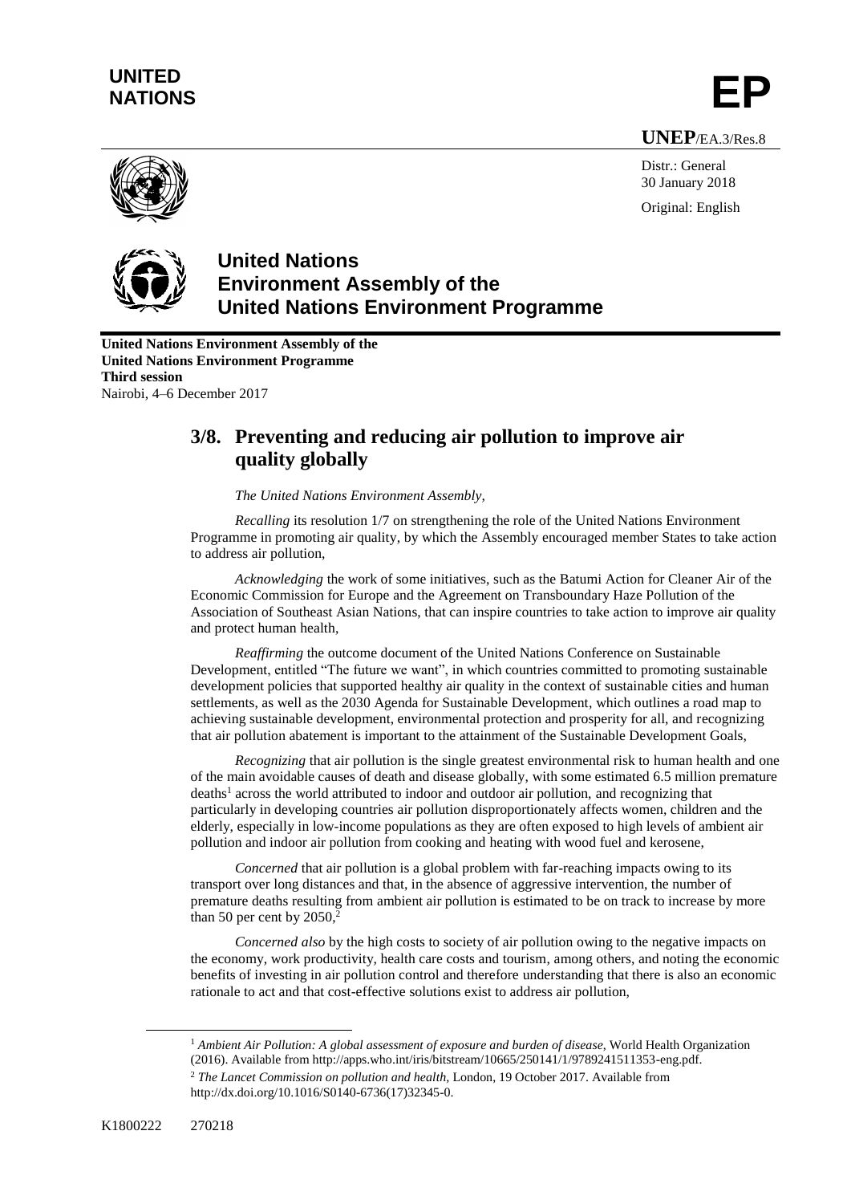**UNITED NATIONS**

**EP**

**UNEP**/EA.3/Res.8

Distr.: General
30 January 2018

Original: English

# United Nations Environment Assembly of the United Nations Environment Programme

**United Nations Environment Assembly of the United Nations Environment Programme**
**Third session**
Nairobi, 4–6 December 2017

## 3/8. Preventing and reducing air pollution to improve air quality globally

*The United Nations Environment Assembly,*

*Recalling* its resolution 1/7 on strengthening the role of the United Nations Environment Programme in promoting air quality, by which the Assembly encouraged member States to take action to address air pollution,

*Acknowledging* the work of some initiatives, such as the Batumi Action for Cleaner Air of the Economic Commission for Europe and the Agreement on Transboundary Haze Pollution of the Association of Southeast Asian Nations, that can inspire countries to take action to improve air quality and protect human health,

*Reaffirming* the outcome document of the United Nations Conference on Sustainable Development, entitled "The future we want", in which countries committed to promoting sustainable development policies that supported healthy air quality in the context of sustainable cities and human settlements, as well as the 2030 Agenda for Sustainable Development, which outlines a road map to achieving sustainable development, environmental protection and prosperity for all, and recognizing that air pollution abatement is important to the attainment of the Sustainable Development Goals,

*Recognizing* that air pollution is the single greatest environmental risk to human health and one of the main avoidable causes of death and disease globally, with some estimated 6.5 million premature deaths[1] across the world attributed to indoor and outdoor air pollution, and recognizing that particularly in developing countries air pollution disproportionately affects women, children and the elderly, especially in low-income populations as they are often exposed to high levels of ambient air pollution and indoor air pollution from cooking and heating with wood fuel and kerosene,

*Concerned* that air pollution is a global problem with far-reaching impacts owing to its transport over long distances and that, in the absence of aggressive intervention, the number of premature deaths resulting from ambient air pollution is estimated to be on track to increase by more than 50 per cent by 2050,[2]

*Concerned also* by the high costs to society of air pollution owing to the negative impacts on the economy, work productivity, health care costs and tourism, among others, and noting the economic benefits of investing in air pollution control and therefore understanding that there is also an economic rationale to act and that cost-effective solutions exist to address air pollution,

---

[1] *Ambient Air Pollution: A global assessment of exposure and burden of disease*, World Health Organization (2016). Available from http://apps.who.int/iris/bitstream/10665/250141/1/9789241511353-eng.pdf.

[2] *The Lancet Commission on pollution and health*, London, 19 October 2017. Available from http://dx.doi.org/10.1016/S0140-6736(17)32345-0.

K1800222 270218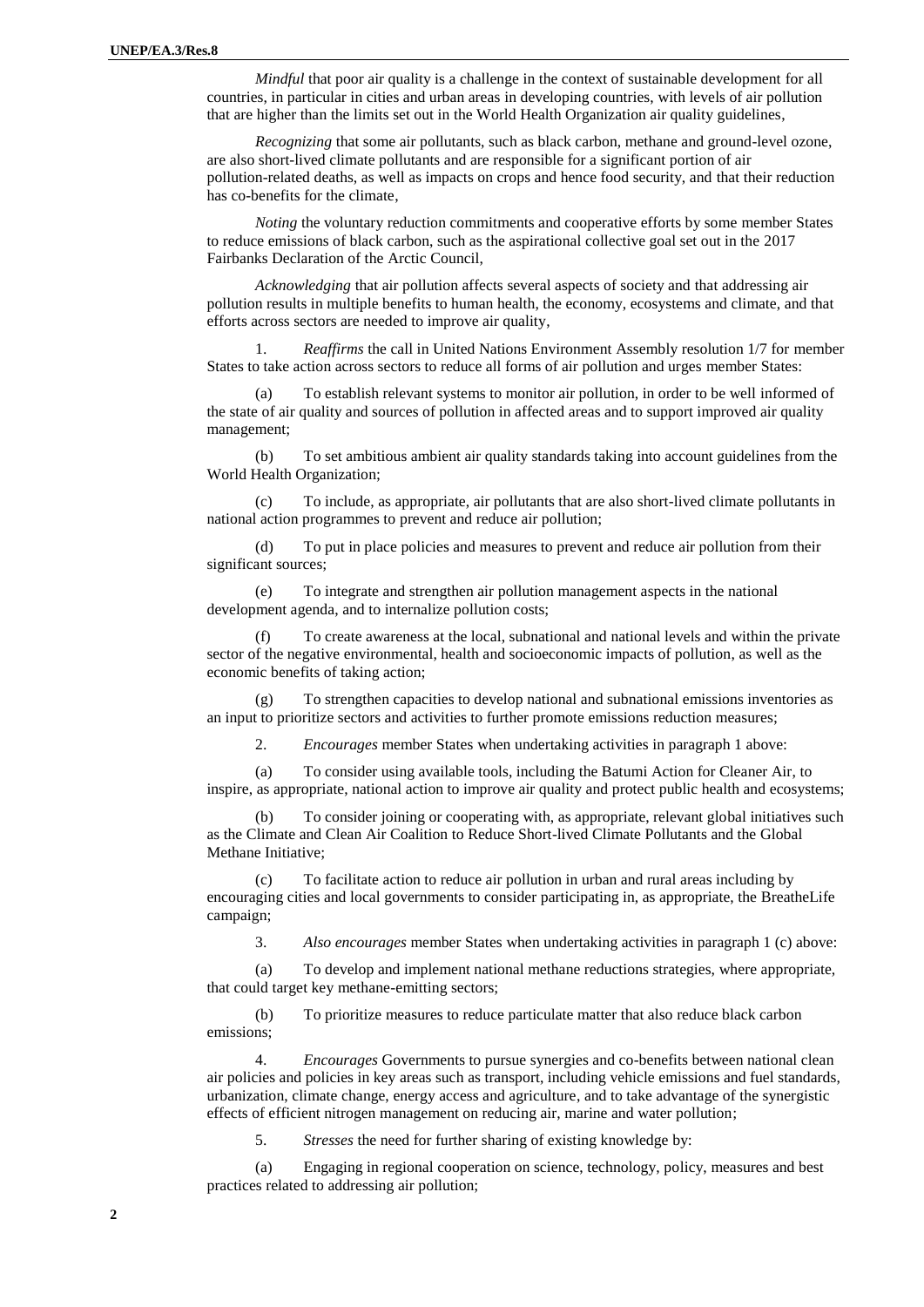*Mindful* that poor air quality is a challenge in the context of sustainable development for all countries, in particular in cities and urban areas in developing countries, with levels of air pollution that are higher than the limits set out in the World Health Organization air quality guidelines,

*Recognizing* that some air pollutants, such as black carbon, methane and ground-level ozone, are also short-lived climate pollutants and are responsible for a significant portion of air pollution-related deaths, as well as impacts on crops and hence food security, and that their reduction has co-benefits for the climate,

*Noting* the voluntary reduction commitments and cooperative efforts by some member States to reduce emissions of black carbon, such as the aspirational collective goal set out in the 2017 Fairbanks Declaration of the Arctic Council,

*Acknowledging* that air pollution affects several aspects of society and that addressing air pollution results in multiple benefits to human health, the economy, ecosystems and climate, and that efforts across sectors are needed to improve air quality,

1. *Reaffirms* the call in United Nations Environment Assembly resolution 1/7 for member States to take action across sectors to reduce all forms of air pollution and urges member States:

(a) To establish relevant systems to monitor air pollution, in order to be well informed of the state of air quality and sources of pollution in affected areas and to support improved air quality management;

(b) To set ambitious ambient air quality standards taking into account guidelines from the World Health Organization;

(c) To include, as appropriate, air pollutants that are also short-lived climate pollutants in national action programmes to prevent and reduce air pollution;

(d) To put in place policies and measures to prevent and reduce air pollution from their significant sources;

(e) To integrate and strengthen air pollution management aspects in the national development agenda, and to internalize pollution costs;

(f) To create awareness at the local, subnational and national levels and within the private sector of the negative environmental, health and socioeconomic impacts of pollution, as well as the economic benefits of taking action;

(g) To strengthen capacities to develop national and subnational emissions inventories as an input to prioritize sectors and activities to further promote emissions reduction measures;

2. *Encourages* member States when undertaking activities in paragraph 1 above:

(a) To consider using available tools, including the Batumi Action for Cleaner Air, to inspire, as appropriate, national action to improve air quality and protect public health and ecosystems;

(b) To consider joining or cooperating with, as appropriate, relevant global initiatives such as the Climate and Clean Air Coalition to Reduce Short-lived Climate Pollutants and the Global Methane Initiative;

(c) To facilitate action to reduce air pollution in urban and rural areas including by encouraging cities and local governments to consider participating in, as appropriate, the BreatheLife campaign;

3. *Also encourages* member States when undertaking activities in paragraph 1 (c) above:

(a) To develop and implement national methane reductions strategies, where appropriate, that could target key methane-emitting sectors;

(b) To prioritize measures to reduce particulate matter that also reduce black carbon emissions;

4. *Encourages* Governments to pursue synergies and co-benefits between national clean air policies and policies in key areas such as transport, including vehicle emissions and fuel standards, urbanization, climate change, energy access and agriculture, and to take advantage of the synergistic effects of efficient nitrogen management on reducing air, marine and water pollution;

5. *Stresses* the need for further sharing of existing knowledge by:

(a) Engaging in regional cooperation on science, technology, policy, measures and best practices related to addressing air pollution;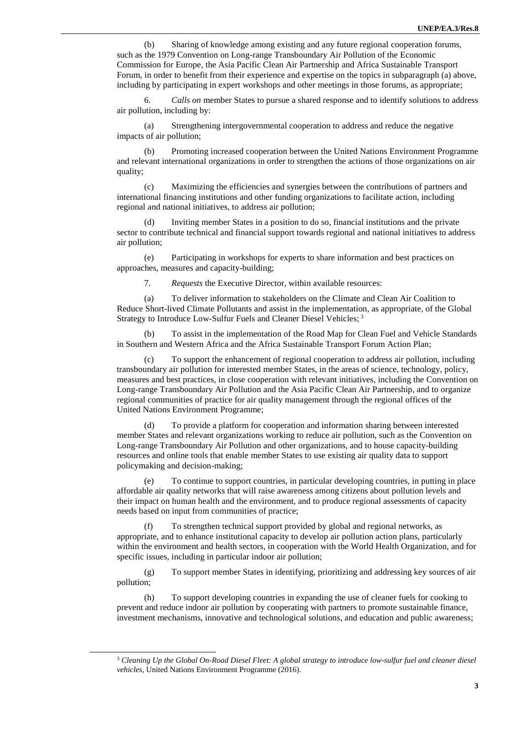(b) Sharing of knowledge among existing and any future regional cooperation forums, such as the 1979 Convention on Long-range Transboundary Air Pollution of the Economic Commission for Europe, the Asia Pacific Clean Air Partnership and Africa Sustainable Transport Forum, in order to benefit from their experience and expertise on the topics in subparagraph (a) above, including by participating in expert workshops and other meetings in those forums, as appropriate;

6. *Calls on* member States to pursue a shared response and to identify solutions to address air pollution, including by:

(a) Strengthening intergovernmental cooperation to address and reduce the negative impacts of air pollution;

(b) Promoting increased cooperation between the United Nations Environment Programme and relevant international organizations in order to strengthen the actions of those organizations on air quality;

(c) Maximizing the efficiencies and synergies between the contributions of partners and international financing institutions and other funding organizations to facilitate action, including regional and national initiatives, to address air pollution;

(d) Inviting member States in a position to do so, financial institutions and the private sector to contribute technical and financial support towards regional and national initiatives to address air pollution;

(e) Participating in workshops for experts to share information and best practices on approaches, measures and capacity-building;

7. *Requests* the Executive Director, within available resources:

(a) To deliver information to stakeholders on the Climate and Clean Air Coalition to Reduce Short-lived Climate Pollutants and assist in the implementation, as appropriate, of the Global Strategy to Introduce Low-Sulfur Fuels and Cleaner Diesel Vehicles;[3]

(b) To assist in the implementation of the Road Map for Clean Fuel and Vehicle Standards in Southern and Western Africa and the Africa Sustainable Transport Forum Action Plan;

(c) To support the enhancement of regional cooperation to address air pollution, including transboundary air pollution for interested member States, in the areas of science, technology, policy, measures and best practices, in close cooperation with relevant initiatives, including the Convention on Long-range Transboundary Air Pollution and the Asia Pacific Clean Air Partnership, and to organize regional communities of practice for air quality management through the regional offices of the United Nations Environment Programme;

(d) To provide a platform for cooperation and information sharing between interested member States and relevant organizations working to reduce air pollution, such as the Convention on Long-range Transboundary Air Pollution and other organizations, and to house capacity-building resources and online tools that enable member States to use existing air quality data to support policymaking and decision-making;

(e) To continue to support countries, in particular developing countries, in putting in place affordable air quality networks that will raise awareness among citizens about pollution levels and their impact on human health and the environment, and to produce regional assessments of capacity needs based on input from communities of practice;

(f) To strengthen technical support provided by global and regional networks, as appropriate, and to enhance institutional capacity to develop air pollution action plans, particularly within the environment and health sectors, in cooperation with the World Health Organization, and for specific issues, including in particular indoor air pollution;

(g) To support member States in identifying, prioritizing and addressing key sources of air pollution;

(h) To support developing countries in expanding the use of cleaner fuels for cooking to prevent and reduce indoor air pollution by cooperating with partners to promote sustainable finance, investment mechanisms, innovative and technological solutions, and education and public awareness;

[3] *Cleaning Up the Global On-Road Diesel Fleet: A global strategy to introduce low-sulfur fuel and cleaner diesel vehicles*, United Nations Environment Programme (2016).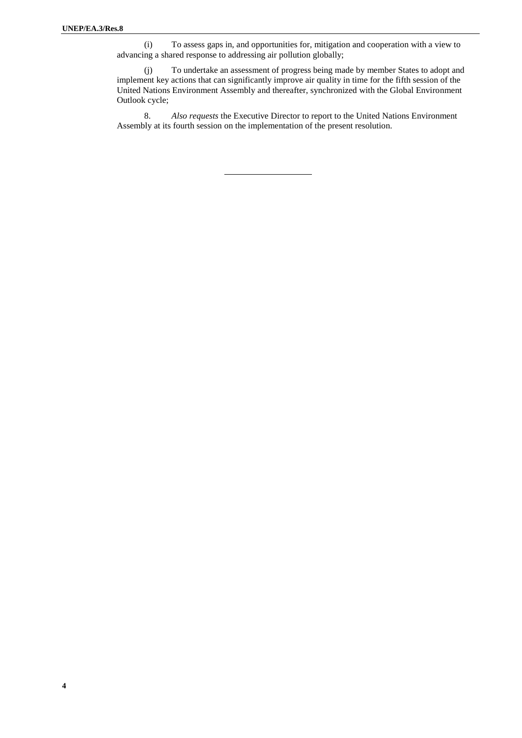(i) To assess gaps in, and opportunities for, mitigation and cooperation with a view to advancing a shared response to addressing air pollution globally;

(j) To undertake an assessment of progress being made by member States to adopt and implement key actions that can significantly improve air quality in time for the fifth session of the United Nations Environment Assembly and thereafter, synchronized with the Global Environment Outlook cycle;

8. *Also requests* the Executive Director to report to the United Nations Environment Assembly at its fourth session on the implementation of the present resolution.